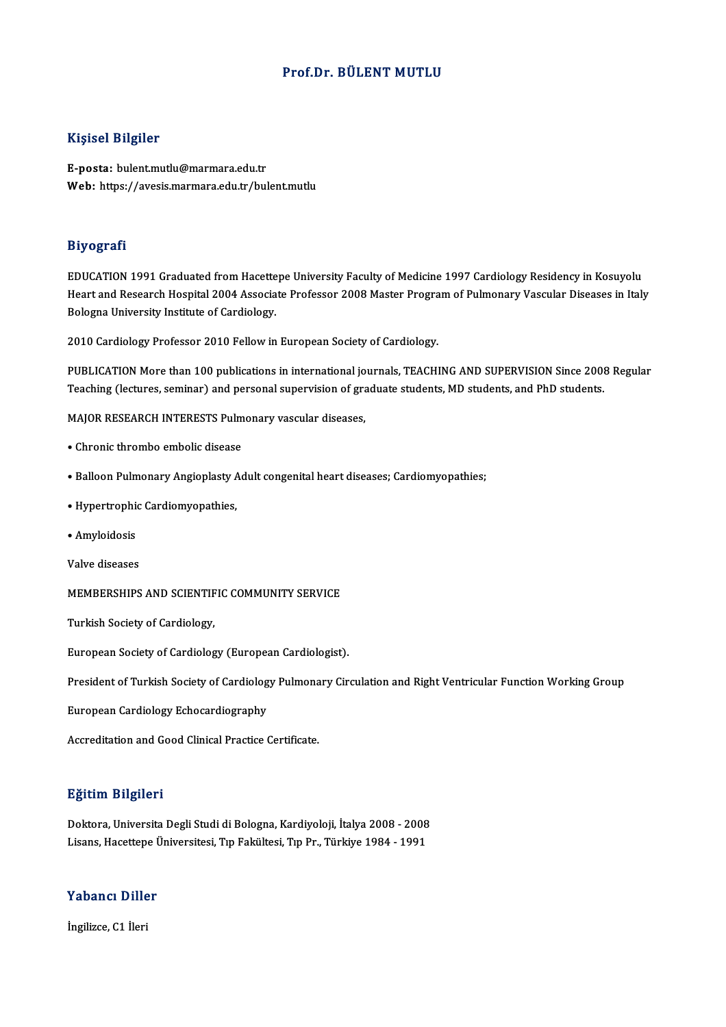# Prof.Dr. BÜLENT MUTLU

## Kişisel Bilgiler

**E-posta:** bulent.mutlu@marmara.edu.tr
**Web:** https://avesis.marmara.edu.tr/bulent.mutlu

## Biyografi

EDUCATION 1991 Graduated from Hacettepe University Faculty of Medicine 1997 Cardiology Residency in Kosuyolu Heart and Research Hospital 2004 Associate Professor 2008 Master Program of Pulmonary Vascular Diseases in Italy Bologna University Institute of Cardiology.

2010 Cardiology Professor 2010 Fellow in European Society of Cardiology.

PUBLICATION More than 100 publications in international journals, TEACHING AND SUPERVISION Since 2008 Regular Teaching (lectures, seminar) and personal supervision of graduate students, MD students, and PhD students.

MAJOR RESEARCH INTERESTS Pulmonary vascular diseases,

- Chronic thrombo embolic disease
- Balloon Pulmonary Angioplasty Adult congenital heart diseases; Cardiomyopathies;
- Hypertrophic Cardiomyopathies,
- Amyloidosis

Valve diseases

MEMBERSHIPS AND SCIENTIFIC COMMUNITY SERVICE

Turkish Society of Cardiology,

European Society of Cardiology (European Cardiologist).

President of Turkish Society of Cardiology Pulmonary Circulation and Right Ventricular Function Working Group

European Cardiology Echocardiography

Accreditation and Good Clinical Practice Certificate.

## Eğitim Bilgileri

Doktora, Universita Degli Studi di Bologna, Kardiyoloji, İtalya 2008 - 2008
Lisans, Hacettepe Üniversitesi, Tıp Fakültesi, Tıp Pr., Türkiye 1984 - 1991

## Yabancı Diller

İngilizce, C1 İleri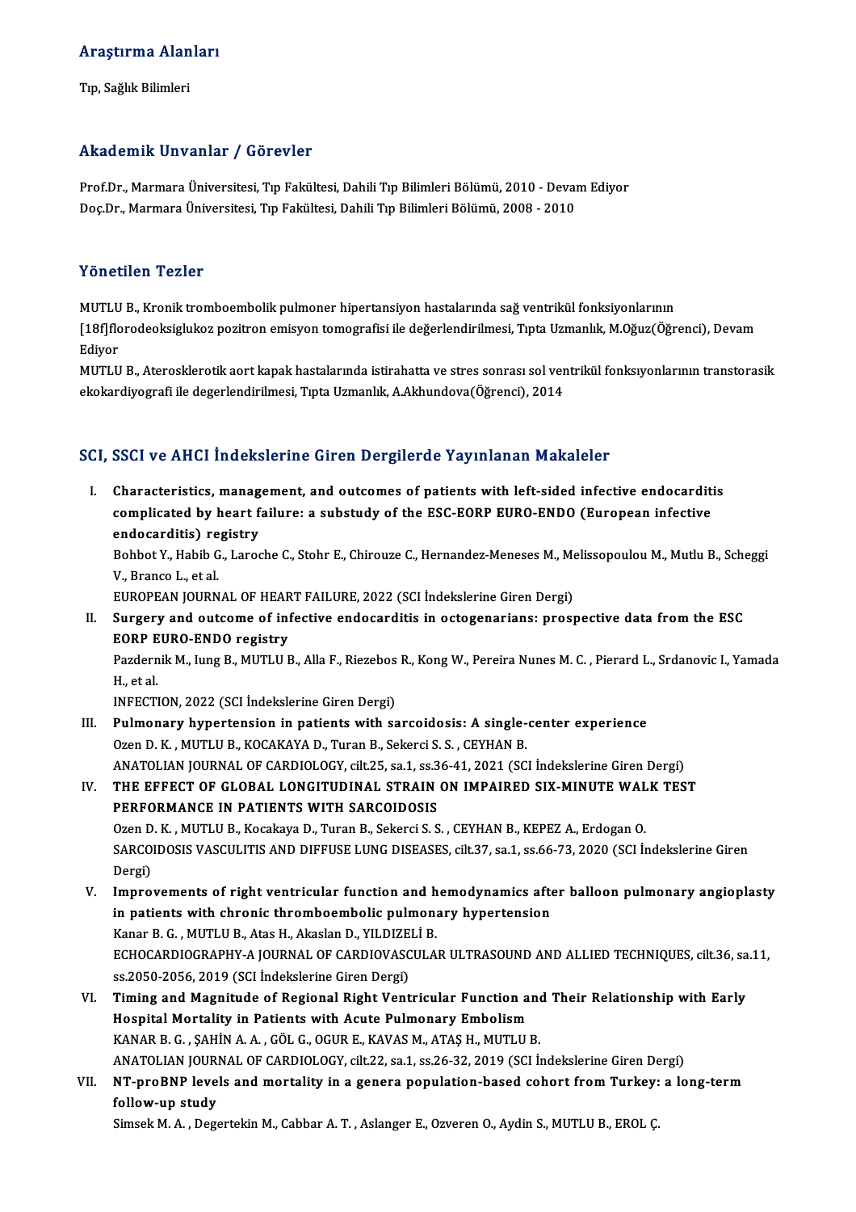## Araştırma Alanları

Tıp, Sağlık Bilimleri

## Akademik Unvanlar / Görevler

Prof.Dr., Marmara Üniversitesi, Tıp Fakültesi, Dahili Tıp Bilimleri Bölümü, 2010 - Devam Ediyor
Doç.Dr., Marmara Üniversitesi, Tıp Fakültesi, Dahili Tıp Bilimleri Bölümü, 2008 - 2010

## Yönetilen Tezler

MUTLU B., Kronik tromboembolik pulmoner hipertansiyon hastalarında sağ ventrikül fonksiyonlarının [18f]florodeoksiglukoz pozitron emisyon tomografisi ile değerlendirilmesi, Tıpta Uzmanlık, M.Oğuz(Öğrenci), Devam Ediyor

MUTLU B., Ateroskerotik aort kapak hastalarında istirahatta ve stres sonrası sol ventrikül fonksıyonlarının transtorasik ekokardiyografi ile degerlendirilmesi, Tıpta Uzmanlık, A.Akhundova(Öğrenci), 2014

## SCI, SSCI ve AHCI İndekslerine Giren Dergilerde Yayınlanan Makaleler

I. **Characteristics, management, and outcomes of patients with left-sided infective endocarditis complicated by heart failure: a substudy of the ESC-EORP EURO-ENDO (European infective endocarditis) registry**
Bohbot Y., Habib G., Laroche C., Stohr E., Chirouze C., Hernandez-Meneses M., Melissopoulou M., Mutlu B., Scheggi V., Branco L., et al.
EUROPEAN JOURNAL OF HEART FAILURE, 2022 (SCI İndekslerine Giren Dergi)

II. **Surgery and outcome of infective endocarditis in octogenarians: prospective data from the ESC EORP EURO-ENDO registry**
Pazdernik M., Iung B., MUTLU B., Alla F., Riezebos R., Kong W., Pereira Nunes M. C. , Pierard L., Srdanovic I., Yamada H., et al.
INFECTION, 2022 (SCI İndekslerine Giren Dergi)

III. **Pulmonary hypertension in patients with sarcoidosis: A single-center experience**
Ozen D. K. , MUTLU B., KOCAKAYA D., Turan B., Sekerci S. S. , CEYHAN B.
ANATOLIAN JOURNAL OF CARDIOLOGY, cilt.25, sa.1, ss.36-41, 2021 (SCI İndekslerine Giren Dergi)

IV. **THE EFFECT OF GLOBAL LONGITUDINAL STRAIN ON IMPAIRED SIX-MINUTE WALK TEST PERFORMANCE IN PATIENTS WITH SARCOIDOSIS**
Ozen D. K. , MUTLU B., Kocakaya D., Turan B., Sekerci S. S. , CEYHAN B., KEPEZ A., Erdogan O.
SARCOIDOSIS VASCULITIS AND DIFFUSE LUNG DISEASES, cilt.37, sa.1, ss.66-73, 2020 (SCI İndekslerine Giren Dergi)

V. **Improvements of right ventricular function and hemodynamics after balloon pulmonary angioplasty in patients with chronic thromboembolic pulmonary hypertension**
Kanar B. G. , MUTLU B., Atas H., Akaslan D., YILDIZELİ B.
ECHOCARDIOGRAPHY-A JOURNAL OF CARDIOVASCULAR ULTRASOUND AND ALLIED TECHNIQUES, cilt.36, sa.11, ss.2050-2056, 2019 (SCI İndekslerine Giren Dergi)

VI. **Timing and Magnitude of Regional Right Ventricular Function and Their Relationship with Early Hospital Mortality in Patients with Acute Pulmonary Embolism**
KANAR B. G. , ŞAHİN A. A. , GÖL G., OGUR E., KAVAS M., ATAŞ H., MUTLU B.
ANATOLIAN JOURNAL OF CARDIOLOGY, cilt.22, sa.1, ss.26-32, 2019 (SCI İndekslerine Giren Dergi)

VII. **NT-proBNP levels and mortality in a genera population-based cohort from Turkey: a long-term follow-up study**
Simsek M. A. , Degertekin M., Cabbar A. T. , Aslanger E., Ozveren O., Aydin S., MUTLU B., EROL Ç.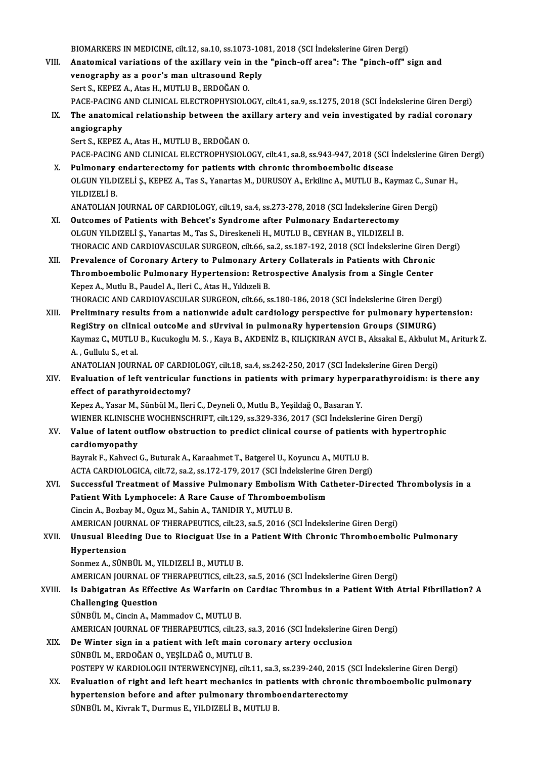BIOMARKERS IN MEDICINE, cilt.12, sa.10, ss.1073-1081, 2018 (SCI İndekslerine Giren Dergi)

VIII. **Anatomical variations of the axillary vein in the "pinch-off area": The "pinch-off" sign and venography as a poor's man ultrasound Reply**
Sert S., KEPEZ A., Atas H., MUTLU B., ERDOĞAN O.
PACE-PACING AND CLINICAL ELECTROPHYSIOLOGY, cilt.41, sa.9, ss.1275, 2018 (SCI İndekslerine Giren Dergi)

IX. **The anatomical relationship between the axillary artery and vein investigated by radial coronary angiography**
Sert S., KEPEZ A., Atas H., MUTLU B., ERDOĞAN O.
PACE-PACING AND CLINICAL ELECTROPHYSIOLOGY, cilt.41, sa.8, ss.943-947, 2018 (SCI İndekslerine Giren Dergi)

X. **Pulmonary endarterectomy for patients with chronic thromboembolic disease**
OLGUN YILDIZELİ Ş., KEPEZ A., Tas S., Yanartas M., DURUSOY A., Erkilinc A., MUTLU B., Kaymaz C., Sunar H., YILDIZELİ B.
ANATOLIAN JOURNAL OF CARDIOLOGY, cilt.19, sa.4, ss.273-278, 2018 (SCI İndekslerine Giren Dergi)

XI. **Outcomes of Patients with Behcet's Syndrome after Pulmonary Endarterectomy**
OLGUN YILDIZELİ Ş., Yanartas M., Tas S., Direskeneli H., MUTLU B., CEYHAN B., YILDIZELİ B.
THORACIC AND CARDIOVASCULAR SURGEON, cilt.66, sa.2, ss.187-192, 2018 (SCI İndekslerine Giren Dergi)

XII. **Prevalence of Coronary Artery to Pulmonary Artery Collaterals in Patients with Chronic Thromboembolic Pulmonary Hypertension: Retrospective Analysis from a Single Center**
Kepez A., Mutlu B., Paudel A., Ileri C., Atas H., Yıldızeli B.
THORACIC AND CARDIOVASCULAR SURGEON, cilt.66, ss.180-186, 2018 (SCI İndekslerine Giren Dergi)

XIII. **Preliminary results from a nationwide adult cardiology perspective for pulmonary hypertension: RegiStry on clInical outcoMe and sUrvival in pulmonaRy hypertension Groups (SIMURG)**
Kaymaz C., MUTLU B., Kucukoglu M. S. , Kaya B., AKDENİZ B., KILIÇKIRAN AVCI B., Aksakal E., Akbulut M., Ariturk Z. A. , Gullulu S., et al.
ANATOLIAN JOURNAL OF CARDIOLOGY, cilt.18, sa.4, ss.242-250, 2017 (SCI İndekslerine Giren Dergi)

XIV. **Evaluation of left ventricular functions in patients with primary hyperparathyroidism: is there any effect of parathyroidectomy?**
Kepez A., Yasar M., Sünbül M., Ileri C., Deyneli O., Mutlu B., Yeşildağ O., Basaran Y.
WIENER KLINISCHE WOCHENSCHRIFT, cilt.129, ss.329-336, 2017 (SCI İndekslerine Giren Dergi)

XV. **Value of latent outflow obstruction to predict clinical course of patients with hypertrophic cardiomyopathy**
Bayrak F., Kahveci G., Buturak A., Karaahmet T., Batgerel U., Koyuncu A., MUTLU B.
ACTA CARDIOLOGICA, cilt.72, sa.2, ss.172-179, 2017 (SCI İndekslerine Giren Dergi)

XVI. **Successful Treatment of Massive Pulmonary Embolism With Catheter-Directed Thrombolysis in a Patient With Lymphocele: A Rare Cause of Thromboembolism**
Cincin A., Bozbay M., Oguz M., Sahin A., TANIDIR Y., MUTLU B.
AMERICAN JOURNAL OF THERAPEUTICS, cilt.23, sa.5, 2016 (SCI İndekslerine Giren Dergi)

XVII. **Unusual Bleeding Due to Riociguat Use in a Patient With Chronic Thromboembolic Pulmonary Hypertension**
Sonmez A., SÜNBÜL M., YILDIZELİ B., MUTLU B.
AMERICAN JOURNAL OF THERAPEUTICS, cilt.23, sa.5, 2016 (SCI İndekslerine Giren Dergi)

XVIII. **Is Dabigatran As Effective As Warfarin on Cardiac Thrombus in a Patient With Atrial Fibrillation? A Challenging Question**
SÜNBÜL M., Cincin A., Mammadov C., MUTLU B.
AMERICAN JOURNAL OF THERAPEUTICS, cilt.23, sa.3, 2016 (SCI İndekslerine Giren Dergi)

XIX. **De Winter sign in a patient with left main coronary artery occlusion**
SÜNBÜL M., ERDOĞAN O., YEŞİLDAĞ O., MUTLU B.
POSTEPY W KARDIOLOGII INTERWENCYJNEJ, cilt.11, sa.3, ss.239-240, 2015 (SCI İndekslerine Giren Dergi)

XX. **Evaluation of right and left heart mechanics in patients with chronic thromboembolic pulmonary hypertension before and after pulmonary thromboendarterectomy**
SÜNBÜL M., Kivrak T., Durmus E., YILDIZELİ B., MUTLU B.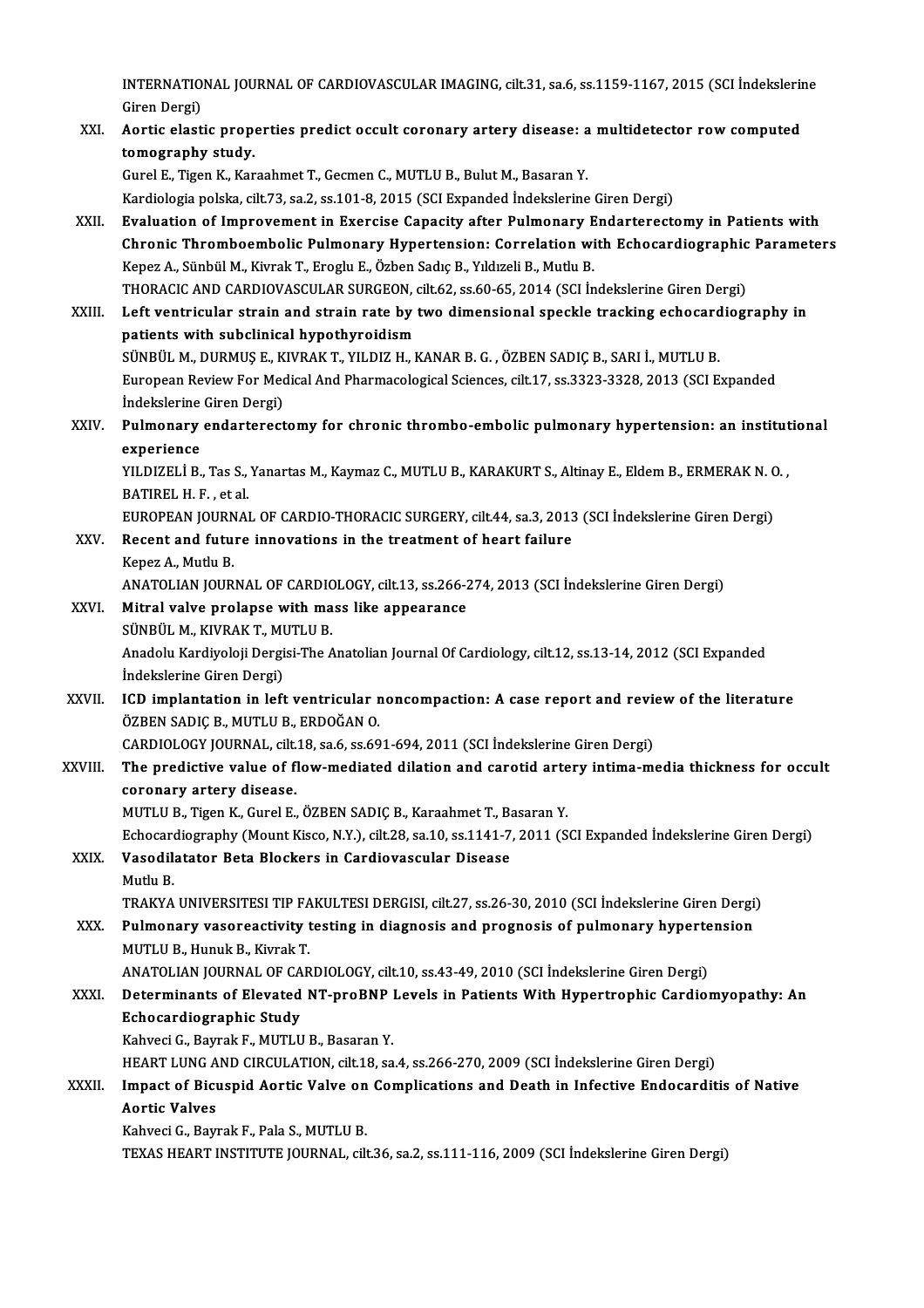INTERNATIONAL JOURNAL OF CARDIOVASCULAR IMAGING, cilt.31, sa.6, ss.1159-1167, 2015 (SCI İndekslerine Giren Dergi)

XXI. **Aortic elastic properties predict occult coronary artery disease: a multidetector row computed tomography study.**
Gurel E., Tigen K., Karaahmet T., Gecmen C., MUTLU B., Bulut M., Basaran Y.
Kardiologia polska, cilt.73, sa.2, ss.101-8, 2015 (SCI Expanded İndekslerine Giren Dergi)

XXII. **Evaluation of Improvement in Exercise Capacity after Pulmonary Endarterectomy in Patients with Chronic Thromboembolic Pulmonary Hypertension: Correlation with Echocardiographic Parameters**
Kepez A., Sünbül M., Kivrak T., Eroglu E., Özben Sadıç B., Yıldızeli B., Mutlu B.
THORACIC AND CARDIOVASCULAR SURGEON, cilt.62, ss.60-65, 2014 (SCI İndekslerine Giren Dergi)

XXIII. **Left ventricular strain and strain rate by two dimensional speckle tracking echocardiography in patients with subclinical hypothyroidism**
SÜNBÜL M., DURMUŞ E., KIVRAK T., YILDIZ H., KANAR B. G. , ÖZBEN SADIÇ B., SARI İ., MUTLU B.
European Review For Medical And Pharmacological Sciences, cilt.17, ss.3323-3328, 2013 (SCI Expanded İndekslerine Giren Dergi)

XXIV. **Pulmonary endarterectomy for chronic thrombo-embolic pulmonary hypertension: an institutional experience**
YILDIZELİ B., Tas S., Yanartas M., Kaymaz C., MUTLU B., KARAKURT S., Altinay E., Eldem B., ERMERAK N. O. , BATIREL H. F. , et al.
EUROPEAN JOURNAL OF CARDIO-THORACIC SURGERY, cilt.44, sa.3, 2013 (SCI İndekslerine Giren Dergi)

XXV. **Recent and future innovations in the treatment of heart failure**
Kepez A., Mutlu B.
ANATOLIAN JOURNAL OF CARDIOLOGY, cilt.13, ss.266-274, 2013 (SCI İndekslerine Giren Dergi)

XXVI. **Mitral valve prolapse with mass like appearance**
SÜNBÜL M., KIVRAK T., MUTLU B.
Anadolu Kardiyoloji Dergisi-The Anatolian Journal Of Cardiology, cilt.12, ss.13-14, 2012 (SCI Expanded İndekslerine Giren Dergi)

XXVII. **ICD implantation in left ventricular noncompaction: A case report and review of the literature**
ÖZBEN SADIÇ B., MUTLU B., ERDOĞAN O.
CARDIOLOGY JOURNAL, cilt.18, sa.6, ss.691-694, 2011 (SCI İndekslerine Giren Dergi)

XXVIII. **The predictive value of flow-mediated dilation and carotid artery intima-media thickness for occult coronary artery disease.**
MUTLU B., Tigen K., Gurel E., ÖZBEN SADIÇ B., Karaahmet T., Basaran Y.
Echocardiography (Mount Kisco, N.Y.), cilt.28, sa.10, ss.1141-7, 2011 (SCI Expanded İndekslerine Giren Dergi)

XXIX. **Vasodilatator Beta Blockers in Cardiovascular Disease**
Mutlu B.
TRAKYA UNIVERSITESI TIP FAKULTESI DERGISI, cilt.27, ss.26-30, 2010 (SCI İndekslerine Giren Dergi)

XXX. **Pulmonary vasoreactivity testing in diagnosis and prognosis of pulmonary hypertension**
MUTLU B., Hunuk B., Kivrak T.
ANATOLIAN JOURNAL OF CARDIOLOGY, cilt.10, ss.43-49, 2010 (SCI İndekslerine Giren Dergi)

XXXI. **Determinants of Elevated NT-proBNP Levels in Patients With Hypertrophic Cardiomyopathy: An Echocardiographic Study**
Kahveci G., Bayrak F., MUTLU B., Basaran Y.
HEART LUNG AND CIRCULATION, cilt.18, sa.4, ss.266-270, 2009 (SCI İndekslerine Giren Dergi)

XXXII. **Impact of Bicuspid Aortic Valve on Complications and Death in Infective Endocarditis of Native Aortic Valves**
Kahveci G., Bayrak F., Pala S., MUTLU B.
TEXAS HEART INSTITUTE JOURNAL, cilt.36, sa.2, ss.111-116, 2009 (SCI İndekslerine Giren Dergi)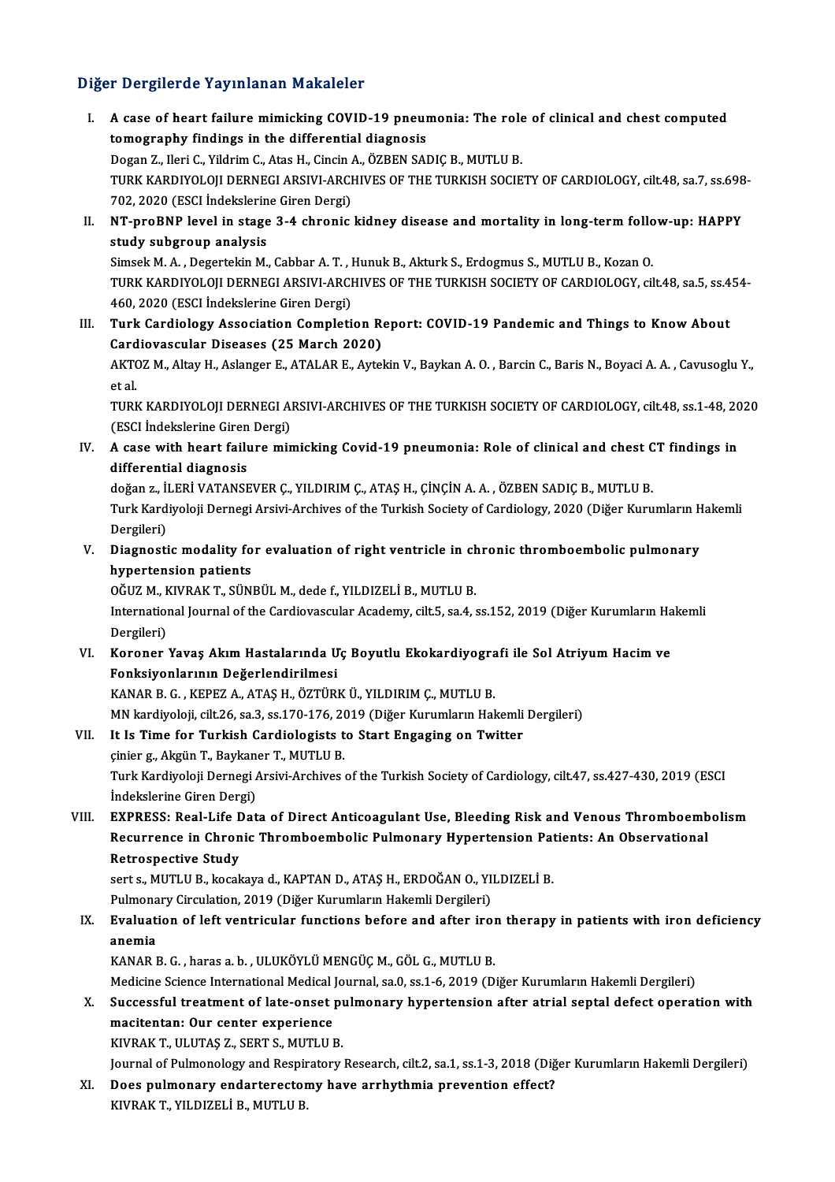## Diğer Dergilerde Yayınlanan Makaleler

I. **A case of heart failure mimicking COVID-19 pneumonia: The role of clinical and chest computed tomography findings in the differential diagnosis**
   Dogan Z., Ileri C., Yildrim C., Atas H., Cincin A., ÖZBEN SADIÇ B., MUTLU B.
   TURK KARDIYOLOJI DERNEGI ARSIVI-ARCHIVES OF THE TURKISH SOCIETY OF CARDIOLOGY, cilt.48, sa.7, ss.698-702, 2020 (ESCI İndekslerine Giren Dergi)

II. **NT-proBNP level in stage 3-4 chronic kidney disease and mortality in long-term follow-up: HAPPY study subgroup analysis**
   Simsek M. A. , Degertekin M., Cabbar A. T. , Hunuk B., Akturk S., Erdogmus S., MUTLU B., Kozan O.
   TURK KARDIYOLOJI DERNEGI ARSIVI-ARCHIVES OF THE TURKISH SOCIETY OF CARDIOLOGY, cilt.48, sa.5, ss.454-460, 2020 (ESCI İndekslerine Giren Dergi)

III. **Turk Cardiology Association Completion Report: COVID-19 Pandemic and Things to Know About Cardiovascular Diseases (25 March 2020)**
   AKTOZ M., Altay H., Aslanger E., ATALAR E., Aytekin V., Baykan A. O. , Barcin C., Baris N., Boyaci A. A. , Cavusoglu Y., et al.
   TURK KARDIYOLOJI DERNEGI ARSIVI-ARCHIVES OF THE TURKISH SOCIETY OF CARDIOLOGY, cilt.48, ss.1-48, 2020 (ESCI İndekslerine Giren Dergi)

IV. **A case with heart failure mimicking Covid-19 pneumonia: Role of clinical and chest CT findings in differential diagnosis**
   doğan z., İLERİ VATANSEVER Ç., YILDIRIM Ç., ATAŞ H., ÇİNÇİN A. A. , ÖZBEN SADIÇ B., MUTLU B.
   Turk Kardiyoloji Dernegi Arsivi-Archives of the Turkish Society of Cardiology, 2020 (Diğer Kurumların Hakemli Dergileri)

V. **Diagnostic modality for evaluation of right ventricle in chronic thromboembolic pulmonary hypertension patients**
   OĞUZ M., KIVRAK T., SÜNBÜL M., dede f., YILDIZELİ B., MUTLU B.
   International Journal of the Cardiovascular Academy, cilt.5, sa.4, ss.152, 2019 (Diğer Kurumların Hakemli Dergileri)

VI. **Koroner Yavaş Akım Hastalarında Üç Boyutlu Ekokardiyografi ile Sol Atriyum Hacim ve Fonksiyonlarının Değerlendirilmesi**
   KANAR B. G. , KEPEZ A., ATAŞ H., ÖZTÜRK Ü., YILDIRIM Ç., MUTLU B.
   MN kardiyoloji, cilt.26, sa.3, ss.170-176, 2019 (Diğer Kurumların Hakemli Dergileri)

VII. **It Is Time for Turkish Cardiologists to Start Engaging on Twitter**
   çinier g., Akgün T., Baykaner T., MUTLU B.
   Turk Kardiyoloji Dernegi Arsivi-Archives of the Turkish Society of Cardiology, cilt.47, ss.427-430, 2019 (ESCI İndekslerine Giren Dergi)

VIII. **EXPRESS: Real-Life Data of Direct Anticoagulant Use, Bleeding Risk and Venous Thromboembolism Recurrence in Chronic Thromboembolic Pulmonary Hypertension Patients: An Observational Retrospective Study**
   sert s., MUTLU B., kocakaya d., KAPTAN D., ATAŞ H., ERDOĞAN O., YILDIZELİ B.
   Pulmonary Circulation, 2019 (Diğer Kurumların Hakemli Dergileri)

IX. **Evaluation of left ventricular functions before and after iron therapy in patients with iron deficiency anemia**
   KANAR B. G. , haras a. b. , ULUKÖYLÜ MENGÜÇ M., GÖL G., MUTLU B.
   Medicine Science International Medical Journal, sa.0, ss.1-6, 2019 (Diğer Kurumların Hakemli Dergileri)

X. **Successful treatment of late-onset pulmonary hypertension after atrial septal defect operation with macitentan: Our center experience**
   KIVRAK T., ULUTAŞ Z., SERT S., MUTLU B.
   Journal of Pulmonology and Respiratory Research, cilt.2, sa.1, ss.1-3, 2018 (Diğer Kurumların Hakemli Dergileri)

XI. **Does pulmonary endarterectomy have arrhythmia prevention effect?**
   KIVRAK T., YILDIZELİ B., MUTLU B.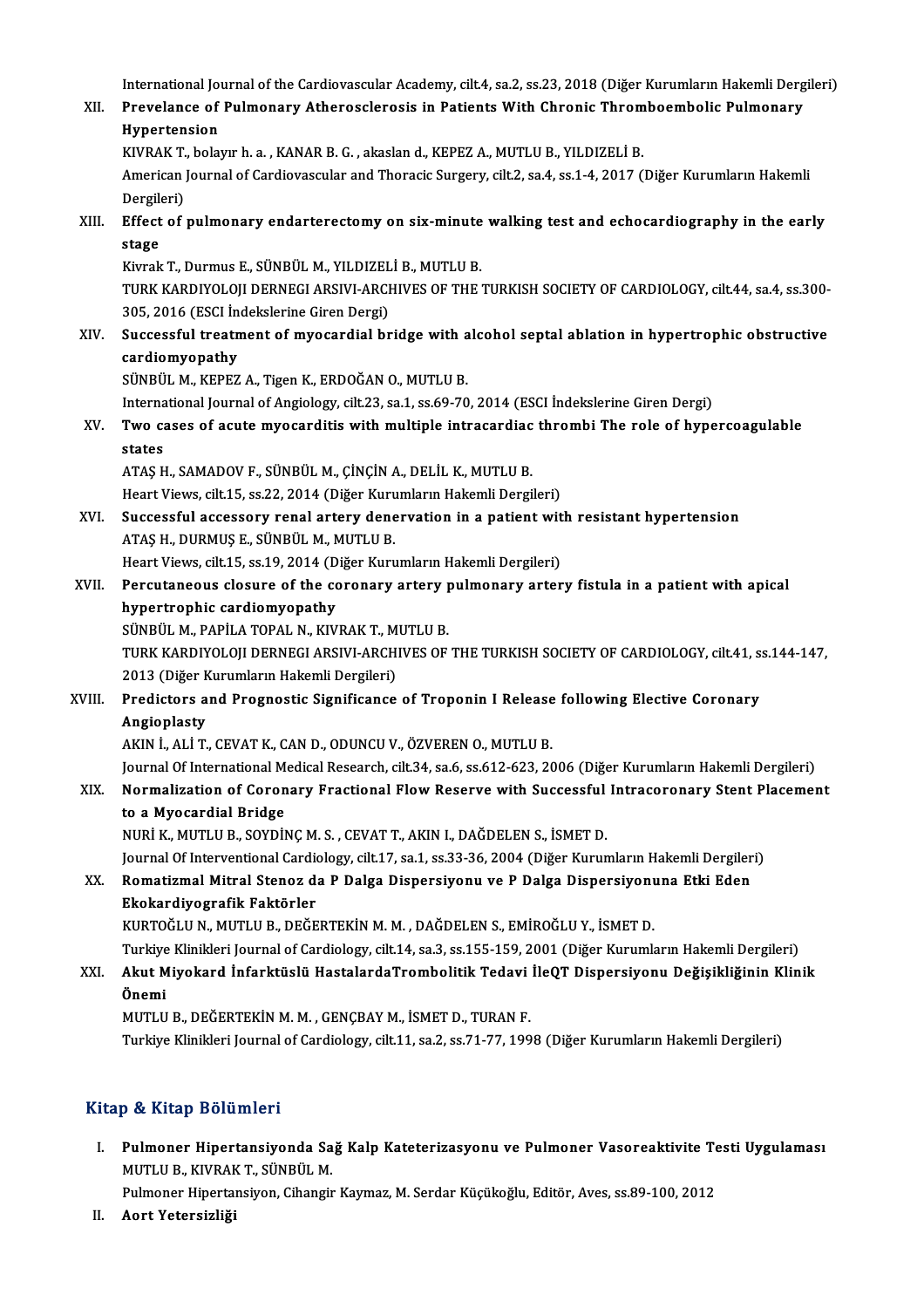International Journal of the Cardiovascular Academy, cilt.4, sa.2, ss.23, 2018 (Diğer Kurumların Hakemli Dergileri)

XII. **Prevelance of Pulmonary Atherosclerosis in Patients With Chronic Thromboembolic Pulmonary Hypertension**
KIVRAK T., bolayır h. a. , KANAR B. G. , akaslan d., KEPEZ A., MUTLU B., YILDIZELİ B.
American Journal of Cardiovascular and Thoracic Surgery, cilt.2, sa.4, ss.1-4, 2017 (Diğer Kurumların Hakemli Dergileri)

XIII. **Effect of pulmonary endarterectomy on six-minute walking test and echocardiography in the early stage**
Kivrak T., Durmus E., SÜNBÜL M., YILDIZELİ B., MUTLU B.
TURK KARDIYOLOJI DERNEGI ARSIVI-ARCHIVES OF THE TURKISH SOCIETY OF CARDIOLOGY, cilt.44, sa.4, ss.300-305, 2016 (ESCI İndekslerine Giren Dergi)

XIV. **Successful treatment of myocardial bridge with alcohol septal ablation in hypertrophic obstructive cardiomyopathy**
SÜNBÜL M., KEPEZ A., Tigen K., ERDOĞAN O., MUTLU B.
International Journal of Angiology, cilt.23, sa.1, ss.69-70, 2014 (ESCI İndekslerine Giren Dergi)

XV. **Two cases of acute myocarditis with multiple intracardiac thrombi The role of hypercoagulable states**
ATAŞ H., SAMADOV F., SÜNBÜL M., ÇİNÇİN A., DELİL K., MUTLU B.
Heart Views, cilt.15, ss.22, 2014 (Diğer Kurumların Hakemli Dergileri)

XVI. **Successful accessory renal artery denervation in a patient with resistant hypertension**
ATAŞ H., DURMUŞ E., SÜNBÜL M., MUTLU B.
Heart Views, cilt.15, ss.19, 2014 (Diğer Kurumların Hakemli Dergileri)

XVII. **Percutaneous closure of the coronary artery pulmonary artery fistula in a patient with apical hypertrophic cardiomyopathy**
SÜNBÜL M., PAPİLA TOPAL N., KIVRAK T., MUTLU B.
TURK KARDIYOLOJI DERNEGI ARSIVI-ARCHIVES OF THE TURKISH SOCIETY OF CARDIOLOGY, cilt.41, ss.144-147, 2013 (Diğer Kurumların Hakemli Dergileri)

XVIII. **Predictors and Prognostic Significance of Troponin I Release following Elective Coronary Angioplasty**
AKIN İ., ALİ T., CEVAT K., CAN D., ODUNCU V., ÖZVEREN O., MUTLU B.
Journal Of International Medical Research, cilt.34, sa.6, ss.612-623, 2006 (Diğer Kurumların Hakemli Dergileri)

XIX. **Normalization of Coronary Fractional Flow Reserve with Successful Intracoronary Stent Placement to a Myocardial Bridge**
NURİ K., MUTLU B., SOYDİNÇ M. S. , CEVAT T., AKIN I., DAĞDELEN S., İSMET D.
Journal Of Interventional Cardiology, cilt.17, sa.1, ss.33-36, 2004 (Diğer Kurumların Hakemli Dergileri)

XX. **Romatizmal Mitral Stenoz da P Dalga Dispersiyonu ve P Dalga Dispersiyonuna Etki Eden Ekokardiyografik Faktörler**
KURTOĞLU N., MUTLU B., DEĞERTEKİN M. M. , DAĞDELEN S., EMİROĞLU Y., İSMET D.
Turkiye Klinikleri Journal of Cardiology, cilt.14, sa.3, ss.155-159, 2001 (Diğer Kurumların Hakemli Dergileri)

XXI. **Akut Miyokard İnfarktüslü HastalardaTrombolitik Tedavi İleQT Dispersiyonu Değişikliğinin Klinik Önemi**
MUTLU B., DEĞERTEKİN M. M. , GENÇBAY M., İSMET D., TURAN F.
Turkiye Klinikleri Journal of Cardiology, cilt.11, sa.2, ss.71-77, 1998 (Diğer Kurumların Hakemli Dergileri)

## Kitap & Kitap Bölümleri

I. **Pulmoner Hipertansiyonda Sağ Kalp Kateterizasyonu ve Pulmoner Vasoreaktivite Testi Uygulaması**
MUTLU B., KIVRAK T., SÜNBÜL M.
Pulmoner Hipertansiyon, Cihangir Kaymaz, M. Serdar Küçükoğlu, Editör, Aves, ss.89-100, 2012

II. **Aort Yetersizliği**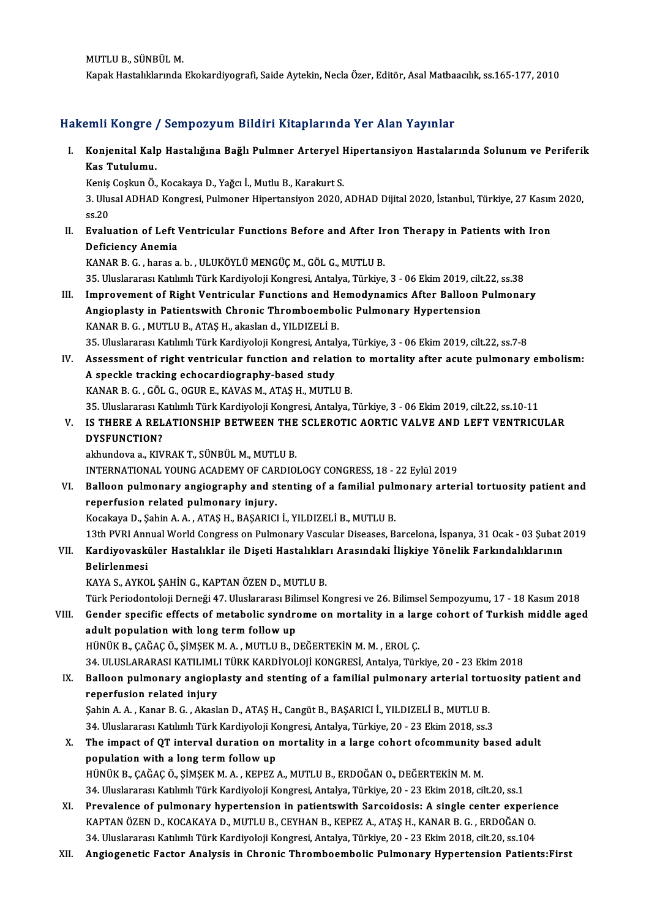MUTLU B., SÜNBÜL M.
Kapak Hastalıklarında Ekokardiyografi, Saide Aytekin, Necla Özer, Editör, Asal Matbaacılık, ss.165-177, 2010

## Hakemli Kongre / Sempozyum Bildiri Kitaplarında Yer Alan Yayınlar

I. **Konjenital Kalp Hastalığına Bağlı Pulmner Arteryel Hipertansiyon Hastalarında Solunum ve Periferik Kas Tutulumu.**
Keniş Coşkun Ö., Kocakaya D., Yağcı İ., Mutlu B., Karakurt S.
3. Ulusal ADHAD Kongresi, Pulmoner Hipertansiyon 2020, ADHAD Dijital 2020, İstanbul, Türkiye, 27 Kasım 2020, ss.20

II. **Evaluation of Left Ventricular Functions Before and After Iron Therapy in Patients with Iron Deficiency Anemia**
KANAR B. G. , haras a. b. , ULUKÖYLÜ MENGÜÇ M., GÖL G., MUTLU B.
35. Uluslararası Katılımlı Türk Kardiyoloji Kongresi, Antalya, Türkiye, 3 - 06 Ekim 2019, cilt.22, ss.38

III. **Improvement of Right Ventricular Functions and Hemodynamics After Balloon Pulmonary Angioplasty in Patientswith Chronic Thromboembolic Pulmonary Hypertension**
KANAR B. G. , MUTLU B., ATAŞ H., akaslan d., YILDIZELİ B.
35. Uluslararası Katılımlı Türk Kardiyoloji Kongresi, Antalya, Türkiye, 3 - 06 Ekim 2019, cilt.22, ss.7-8

IV. **Assessment of right ventricular function and relation to mortality after acute pulmonary embolism: A speckle tracking echocardiography-based study**
KANAR B. G. , GÖL G., OGUR E., KAVAS M., ATAŞ H., MUTLU B.
35. Uluslararası Katılımlı Türk Kardiyoloji Kongresi, Antalya, Türkiye, 3 - 06 Ekim 2019, cilt.22, ss.10-11

V. **IS THERE A RELATIONSHIP BETWEEN THE SCLEROTIC AORTIC VALVE AND LEFT VENTRICULAR DYSFUNCTION?**
akhundova a., KIVRAK T., SÜNBÜL M., MUTLU B.
INTERNATIONAL YOUNG ACADEMY OF CARDIOLOGY CONGRESS, 18 - 22 Eylül 2019

VI. **Balloon pulmonary angiography and stenting of a familial pulmonary arterial tortuosity patient and reperfusion related pulmonary injury.**
Kocakaya D., Şahin A. A. , ATAŞ H., BAŞARICI İ., YILDIZELİ B., MUTLU B.
13th PVRI Annual World Congress on Pulmonary Vascular Diseases, Barcelona, İspanya, 31 Ocak - 03 Şubat 2019

VII. **Kardiyovasküler Hastalıklar ile Dişeti Hastalıkları Arasındaki İlişkiye Yönelik Farkındalıklarının Belirlenmesi**
KAYA S., AYKOL ŞAHİN G., KAPTAN ÖZEN D., MUTLU B.
Türk Periodontoloji Derneği 47. Uluslararası Bilimsel Kongresi ve 26. Bilimsel Sempozyumu, 17 - 18 Kasım 2018

VIII. **Gender specific effects of metabolic syndrome on mortality in a large cohort of Turkish middle aged adult population with long term follow up**
HÜNÜK B., ÇAĞAÇ Ö., ŞİMŞEK M. A. , MUTLU B., DEĞERTEKİN M. M. , EROL Ç.
34. ULUSLARARASI KATILIMLI TÜRK KARDİYOLOJİ KONGRESİ, Antalya, Türkiye, 20 - 23 Ekim 2018

IX. **Balloon pulmonary angioplasty and stenting of a familial pulmonary arterial tortuosity patient and reperfusion related injury**
Şahin A. A. , Kanar B. G. , Akaslan D., ATAŞ H., Cangüt B., BAŞARICI İ., YILDIZELİ B., MUTLU B.
34. Uluslararası Katılımlı Türk Kardiyoloji Kongresi, Antalya, Türkiye, 20 - 23 Ekim 2018, ss.3

X. **The impact of QT interval duration on mortality in a large cohort ofcommunity based adult population with a long term follow up**
HÜNÜK B., ÇAĞAÇ Ö., ŞİMŞEK M. A. , KEPEZ A., MUTLU B., ERDOĞAN O., DEĞERTEKİN M. M.
34. Uluslararası Katılımlı Türk Kardiyoloji Kongresi, Antalya, Türkiye, 20 - 23 Ekim 2018, cilt.20, ss.1

XI. **Prevalence of pulmonary hypertension in patientswith Sarcoidosis: A single center experience**
KAPTAN ÖZEN D., KOCAKAYA D., MUTLU B., CEYHAN B., KEPEZ A., ATAŞ H., KANAR B. G. , ERDOĞAN O.
34. Uluslararası Katılımlı Türk Kardiyoloji Kongresi, Antalya, Türkiye, 20 - 23 Ekim 2018, cilt.20, ss.104

XII. **Angiogenetic Factor Analysis in Chronic Thromboembolic Pulmonary Hypertension Patients:First**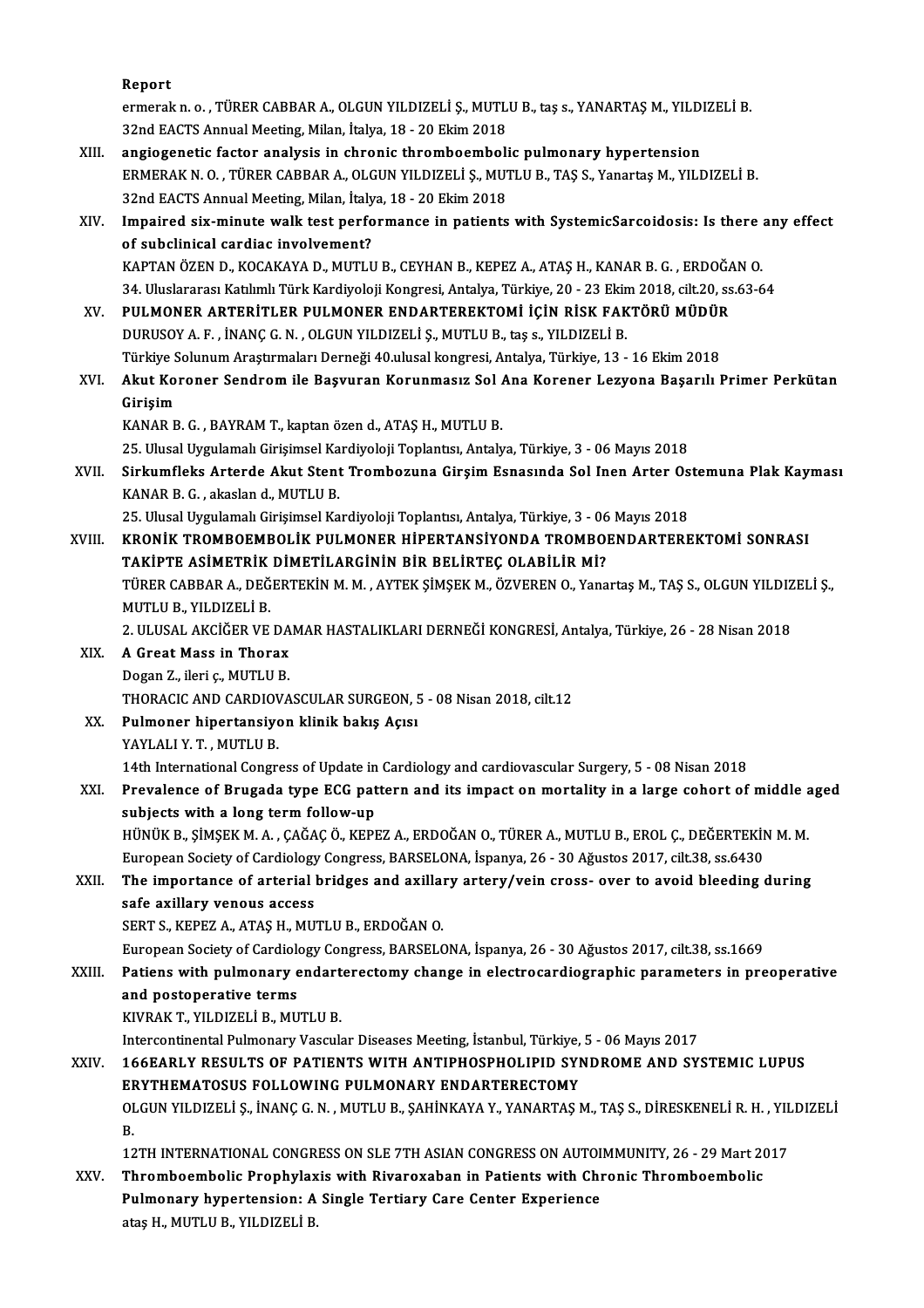Report
ermerak n. o. , TÜRER CABBAR A., OLGUN YILDIZELİ Ş., MUTLU B., taş s., YANARTAŞ M., YILDIZELİ B.
32nd EACTS Annual Meeting, Milan, İtalya, 18 - 20 Ekim 2018

XIII. **angiogenetic factor analysis in chronic thromboembolic pulmonary hypertension**
ERMERAK N. O. , TÜRER CABBAR A., OLGUN YILDIZELİ Ş., MUTLU B., TAŞ S., Yanartaş M., YILDIZELİ B.
32nd EACTS Annual Meeting, Milan, İtalya, 18 - 20 Ekim 2018

XIV. **Impaired six-minute walk test performance in patients with SystemicSarcoidosis: Is there any effect of subclinical cardiac involvement?**
KAPTAN ÖZEN D., KOCAKAYA D., MUTLU B., CEYHAN B., KEPEZ A., ATAŞ H., KANAR B. G. , ERDOĞAN O.
34. Uluslararası Katılımlı Türk Kardiyoloji Kongresi, Antalya, Türkiye, 20 - 23 Ekim 2018, cilt.20, ss.63-64

XV. **PULMONER ARTERİTLER PULMONER ENDARTEREKTOMİ İÇİN RİSK FAKTÖRÜ MÜDÜR**
DURUSOY A. F. , İNANÇ G. N. , OLGUN YILDIZELİ Ş., MUTLU B., taş s., YILDIZELİ B.
Türkiye Solunum Araştırmaları Derneği 40.ulusal kongresi, Antalya, Türkiye, 13 - 16 Ekim 2018

XVI. **Akut Koroner Sendrom ile Başvuran Korunmasız Sol Ana Korener Lezyona Başarılı Primer Perkütan Girişim**
KANAR B. G. , BAYRAM T., kaptan özen d., ATAŞ H., MUTLU B.
25. Ulusal Uygulamalı Girişimsel Kardiyoloji Toplantısı, Antalya, Türkiye, 3 - 06 Mayıs 2018

XVII. **Sirkumfleks Arterde Akut Stent Trombozuna Girşim Esnasında Sol Inen Arter Ostemuna Plak Kayması**
KANAR B. G. , akaslan d., MUTLU B.
25. Ulusal Uygulamalı Girişimsel Kardiyoloji Toplantısı, Antalya, Türkiye, 3 - 06 Mayıs 2018

XVIII. **KRONİK TROMBOEMBOLİK PULMONER HİPERTANSİYONDA TROMBOENDARTEREKTOMİ SONRASI TAKİPTE ASİMETRİK DİMETİLARGİNİN BİR BELİRTEÇ OLABİLİR Mİ?**
TÜRER CABBAR A., DEĞERTEKİN M. M. , AYTEK ŞİMŞEK M., ÖZVEREN O., Yanartaş M., TAŞ S., OLGUN YILDIZELİ Ş., MUTLU B., YILDIZELİ B.
2. ULUSAL AKCİĞER VE DAMAR HASTALIKLARI DERNEĞİ KONGRESİ, Antalya, Türkiye, 26 - 28 Nisan 2018

XIX. **A Great Mass in Thorax**
Dogan Z., ileri ç., MUTLU B.
THORACIC AND CARDIOVASCULAR SURGEON, 5 - 08 Nisan 2018, cilt.12

XX. **Pulmoner hipertansiyon klinik bakış Açısı**
YAYLALI Y. T. , MUTLU B.
14th International Congress of Update in Cardiology and cardiovascular Surgery, 5 - 08 Nisan 2018

XXI. **Prevalence of Brugada type ECG pattern and its impact on mortality in a large cohort of middle aged subjects with a long term follow-up**
HÜNÜK B., ŞİMŞEK M. A. , ÇAĞAÇ Ö., KEPEZ A., ERDOĞAN O., TÜRER A., MUTLU B., EROL Ç., DEĞERTEKİN M. M.
European Society of Cardiology Congress, BARSELONA, İspanya, 26 - 30 Ağustos 2017, cilt.38, ss.6430

XXII. **The importance of arterial bridges and axillary artery/vein cross- over to avoid bleeding during safe axillary venous access**
SERT S., KEPEZ A., ATAŞ H., MUTLU B., ERDOĞAN O.
European Society of Cardiology Congress, BARSELONA, İspanya, 26 - 30 Ağustos 2017, cilt.38, ss.1669

XXIII. **Patiens with pulmonary endarterectomy change in electrocardiographic parameters in preoperative and postoperative terms**
KIVRAK T., YILDIZELİ B., MUTLU B.
Intercontinental Pulmonary Vascular Diseases Meeting, İstanbul, Türkiye, 5 - 06 Mayıs 2017

XXIV. **166EARLY RESULTS OF PATIENTS WITH ANTIPHOSPHOLIPID SYNDROME AND SYSTEMIC LUPUS ERYTHEMATOSUS FOLLOWING PULMONARY ENDARTERECTOMY**
OLGUN YILDIZELİ Ş., İNANÇ G. N. , MUTLU B., ŞAHİNKAYA Y., YANARTAŞ M., TAŞ S., DİRESKENELİ R. H. , YILDIZELİ B.
12TH INTERNATIONAL CONGRESS ON SLE 7TH ASIAN CONGRESS ON AUTOIMMUNITY, 26 - 29 Mart 2017

XXV. **Thromboembolic Prophylaxis with Rivaroxaban in Patients with Chronic Thromboembolic Pulmonary hypertension: A Single Tertiary Care Center Experience**
ataş H., MUTLU B., YILDIZELİ B.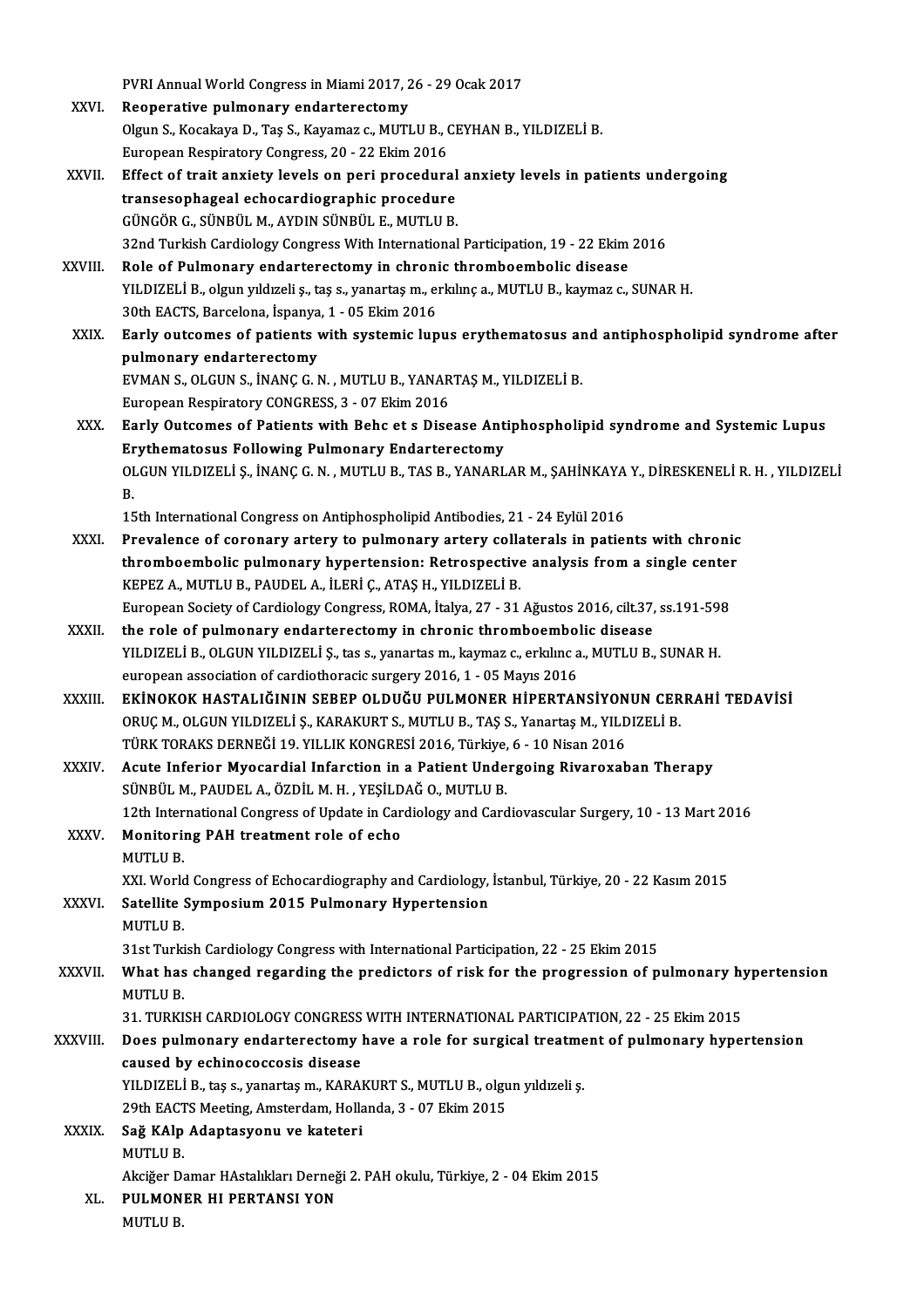PVRI Annual World Congress in Miami 2017, 26 - 29 Ocak 2017

XXVI. **Reoperative pulmonary endarterectomy**
Olgun S., Kocakaya D., Taş S., Kayamaz c., MUTLU B., CEYHAN B., YILDIZELİ B.
European Respiratory Congress, 20 - 22 Ekim 2016

XXVII. **Effect of trait anxiety levels on peri procedural anxiety levels in patients undergoing transesophageal echocardiographic procedure**
GÜNGÖR G., SÜNBÜL M., AYDIN SÜNBÜL E., MUTLU B.
32nd Turkish Cardiology Congress With International Participation, 19 - 22 Ekim 2016

XXVIII. **Role of Pulmonary endarterectomy in chronic thromboembolic disease**
YILDIZELİ B., olgun yıldızeli ş., taş s., yanartaş m., erkılınç a., MUTLU B., kaymaz c., SUNAR H.
30th EACTS, Barcelona, İspanya, 1 - 05 Ekim 2016

XXIX. **Early outcomes of patients with systemic lupus erythematosus and antiphospholipid syndrome after pulmonary endarterectomy**
EVMAN S., OLGUN S., İNANÇ G. N. , MUTLU B., YANARTAŞ M., YILDIZELİ B.
European Respiratory CONGRESS, 3 - 07 Ekim 2016

XXX. **Early Outcomes of Patients with Behc et s Disease Antiphospholipid syndrome and Systemic Lupus Erythematosus Following Pulmonary Endarterectomy**
OLGUN YILDIZELİ Ş., İNANÇ G. N. , MUTLU B., TAS B., YANARLAR M., ŞAHİNKAYA Y., DİRESKENELİ R. H. , YILDIZELİ B.
15th International Congress on Antiphospholipid Antibodies, 21 - 24 Eylül 2016

XXXI. **Prevalence of coronary artery to pulmonary artery collaterals in patients with chronic thromboembolic pulmonary hypertension: Retrospective analysis from a single center**
KEPEZ A., MUTLU B., PAUDEL A., İLERİ Ç., ATAŞ H., YILDIZELİ B.
European Society of Cardiology Congress, ROMA, İtalya, 27 - 31 Ağustos 2016, cilt.37, ss.191-598

XXXII. **the role of pulmonary endarterectomy in chronic thromboembolic disease**
YILDIZELİ B., OLGUN YILDIZELİ Ş., tas s., yanartas m., kaymaz c., erkılınc a., MUTLU B., SUNAR H.
european association of cardiothoracic surgery 2016, 1 - 05 Mayıs 2016

XXXIII. **EKİNOKOK HASTALIĞININ SEBEP OLDUĞU PULMONER HİPERTANSİYONUN CERRAHİ TEDAVİSİ**
ORUÇ M., OLGUN YILDIZELİ Ş., KARAKURT S., MUTLU B., TAŞ S., Yanartaş M., YILDIZELİ B.
TÜRK TORAKS DERNEĞİ 19. YILLIK KONGRESİ 2016, Türkiye, 6 - 10 Nisan 2016

XXXIV. **Acute Inferior Myocardial Infarction in a Patient Undergoing Rivaroxaban Therapy**
SÜNBÜL M., PAUDEL A., ÖZDİL M. H. , YEŞİLDAĞ O., MUTLU B.
12th International Congress of Update in Cardiology and Cardiovascular Surgery, 10 - 13 Mart 2016

XXXV. **Monitoring PAH treatment role of echo**
MUTLU B.
XXI. World Congress of Echocardiography and Cardiology, İstanbul, Türkiye, 20 - 22 Kasım 2015

XXXVI. **Satellite Symposium 2015 Pulmonary Hypertension**
MUTLU B.
31st Turkish Cardiology Congress with International Participation, 22 - 25 Ekim 2015

XXXVII. **What has changed regarding the predictors of risk for the progression of pulmonary hypertension**
MUTLU B.
31. TURKISH CARDIOLOGY CONGRESS WITH INTERNATIONAL PARTICIPATION, 22 - 25 Ekim 2015

XXXVIII. **Does pulmonary endarterectomy have a role for surgical treatment of pulmonary hypertension caused by echinococcosis disease**
YILDIZELİ B., taş s., yanartaş m., KARAKURT S., MUTLU B., olgun yıldızeli ş.
29th EACTS Meeting, Amsterdam, Hollanda, 3 - 07 Ekim 2015

XXXIX. **Sağ KAlp Adaptasyonu ve kateteri**
MUTLU B.
Akciğer Damar HAstalıkları Derneği 2. PAH okulu, Türkiye, 2 - 04 Ekim 2015

XL. **PULMONER HI PERTANSI YON**
MUTLU B.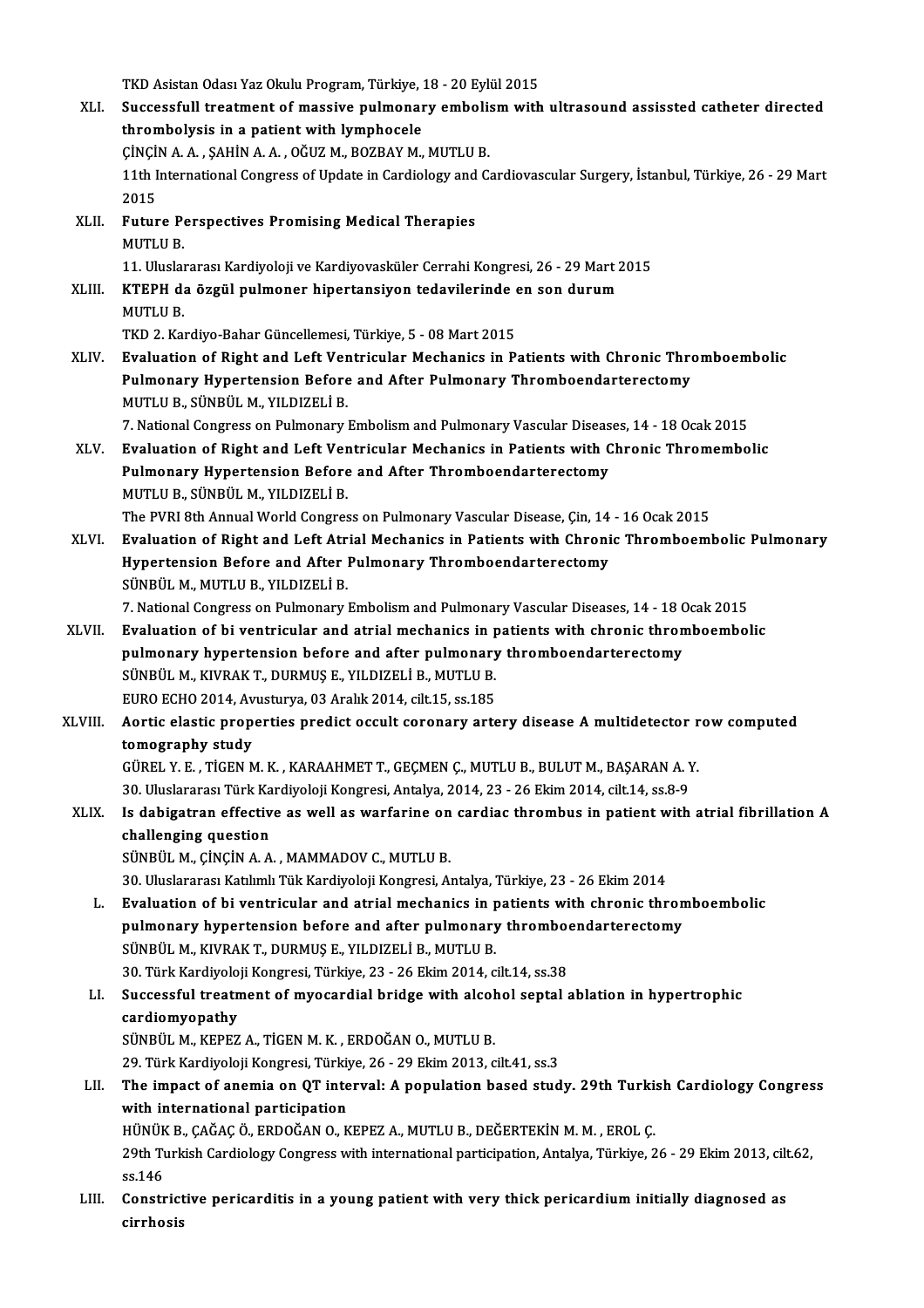TKD Asistan Odası Yaz Okulu Program, Türkiye, 18 - 20 Eylül 2015

XLI. **Successfull treatment of massive pulmonary embolism with ultrasound assissted catheter directed thrombolysis in a patient with lymphocele**
ÇİNÇİN A. A. , ŞAHİN A. A. , OĞUZ M., BOZBAY M., MUTLU B.
11th International Congress of Update in Cardiology and Cardiovascular Surgery, İstanbul, Türkiye, 26 - 29 Mart 2015

XLII. **Future Perspectives Promising Medical Therapies**
MUTLU B.
11. Uluslararası Kardiyoloji ve Kardiyovasküler Cerrahi Kongresi, 26 - 29 Mart 2015

XLIII. **KTEPH da özgül pulmoner hipertansiyon tedavilerinde en son durum**
MUTLU B.
TKD 2. Kardiyo-Bahar Güncellemesi, Türkiye, 5 - 08 Mart 2015

XLIV. **Evaluation of Right and Left Ventricular Mechanics in Patients with Chronic Thromboembolic Pulmonary Hypertension Before and After Pulmonary Thromboendarterectomy**
MUTLU B., SÜNBÜL M., YILDIZELİ B.
7. National Congress on Pulmonary Embolism and Pulmonary Vascular Diseases, 14 - 18 Ocak 2015

XLV. **Evaluation of Right and Left Ventricular Mechanics in Patients with Chronic Thromembolic Pulmonary Hypertension Before and After Thromboendarterectomy**
MUTLU B., SÜNBÜL M., YILDIZELİ B.
The PVRI 8th Annual World Congress on Pulmonary Vascular Disease, Çin, 14 - 16 Ocak 2015

XLVI. **Evaluation of Right and Left Atrial Mechanics in Patients with Chronic Thromboembolic Pulmonary Hypertension Before and After Pulmonary Thromboendarterectomy**
SÜNBÜL M., MUTLU B., YILDIZELİ B.
7. National Congress on Pulmonary Embolism and Pulmonary Vascular Diseases, 14 - 18 Ocak 2015

XLVII. **Evaluation of bi ventricular and atrial mechanics in patients with chronic thromboembolic pulmonary hypertension before and after pulmonary thromboendarterectomy**
SÜNBÜL M., KIVRAK T., DURMUŞ E., YILDIZELİ B., MUTLU B.
EURO ECHO 2014, Avusturya, 03 Aralık 2014, cilt.15, ss.185

XLVIII. **Aortic elastic properties predict occult coronary artery disease A multidetector row computed tomography study**
GÜREL Y. E. , TİGEN M. K. , KARAAHMET T., GEÇMEN Ç., MUTLU B., BULUT M., BAŞARAN A. Y.
30. Uluslararası Türk Kardiyoloji Kongresi, Antalya, 2014, 23 - 26 Ekim 2014, cilt.14, ss.8-9

XLIX. **Is dabigatran effective as well as warfarine on cardiac thrombus in patient with atrial fibrillation A challenging question**
SÜNBÜL M., ÇİNÇİN A. A. , MAMMADOV C., MUTLU B.
30. Uluslararası Katılımlı Tük Kardiyoloji Kongresi, Antalya, Türkiye, 23 - 26 Ekim 2014

L. **Evaluation of bi ventricular and atrial mechanics in patients with chronic thromboembolic pulmonary hypertension before and after pulmonary thromboendarterectomy**
SÜNBÜL M., KIVRAK T., DURMUŞ E., YILDIZELİ B., MUTLU B.
30. Türk Kardiyoloji Kongresi, Türkiye, 23 - 26 Ekim 2014, cilt.14, ss.38

LI. **Successful treatment of myocardial bridge with alcohol septal ablation in hypertrophic cardiomyopathy**
SÜNBÜL M., KEPEZ A., TİGEN M. K. , ERDOĞAN O., MUTLU B.
29. Türk Kardiyoloji Kongresi, Türkiye, 26 - 29 Ekim 2013, cilt.41, ss.3

LII. **The impact of anemia on QT interval: A population based study. 29th Turkish Cardiology Congress with international participation**
HÜNÜK B., ÇAĞAÇ Ö., ERDOĞAN O., KEPEZ A., MUTLU B., DEĞERTEKİN M. M. , EROL Ç.
29th Turkish Cardiology Congress with international participation, Antalya, Türkiye, 26 - 29 Ekim 2013, cilt.62, ss.146

LIII. **Constrictive pericarditis in a young patient with very thick pericardium initially diagnosed as cirrhosis**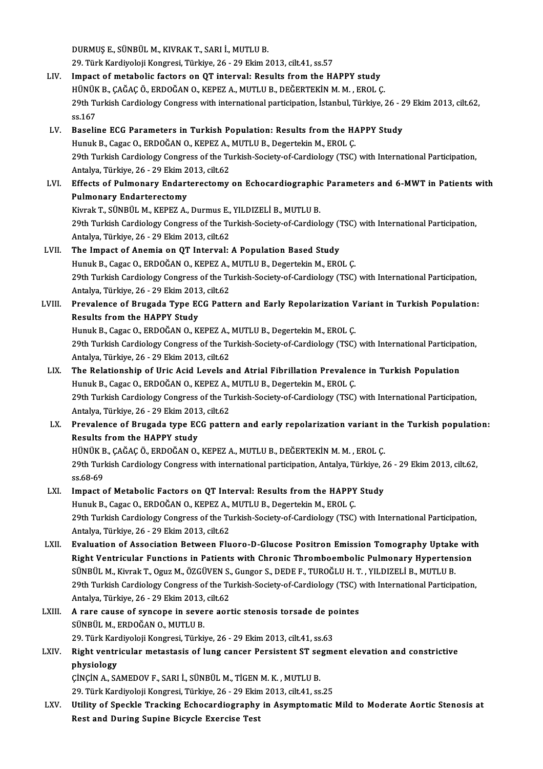DURMUŞ E., SÜNBÜL M., KIVRAK T., SARI İ., MUTLU B.
29. Türk Kardiyoloji Kongresi, Türkiye, 26 - 29 Ekim 2013, cilt.41, ss.57

LIV. **Impact of metabolic factors on QT interval: Results from the HAPPY study**
HÜNÜK B., ÇAĞAÇ Ö., ERDOĞAN O., KEPEZ A., MUTLU B., DEĞERTEKİN M. M. , EROL Ç.
29th Turkish Cardiology Congress with international participation, İstanbul, Türkiye, 26 - 29 Ekim 2013, cilt.62, ss.167

LV. **Baseline ECG Parameters in Turkish Population: Results from the HAPPY Study**
Hunuk B., Cagac O., ERDOĞAN O., KEPEZ A., MUTLU B., Degertekin M., EROL Ç.
29th Turkish Cardiology Congress of the Turkish-Society-of-Cardiology (TSC) with International Participation, Antalya, Türkiye, 26 - 29 Ekim 2013, cilt.62

LVI. **Effects of Pulmonary Endarterectomy on Echocardiographic Parameters and 6-MWT in Patients with Pulmonary Endarterectomy**
Kivrak T., SÜNBÜL M., KEPEZ A., Durmus E., YILDIZELİ B., MUTLU B.
29th Turkish Cardiology Congress of the Turkish-Society-of-Cardiology (TSC) with International Participation, Antalya, Türkiye, 26 - 29 Ekim 2013, cilt.62

LVII. **The Impact of Anemia on QT Interval: A Population Based Study**
Hunuk B., Cagac O., ERDOĞAN O., KEPEZ A., MUTLU B., Degertekin M., EROL Ç.
29th Turkish Cardiology Congress of the Turkish-Society-of-Cardiology (TSC) with International Participation, Antalya, Türkiye, 26 - 29 Ekim 2013, cilt.62

LVIII. **Prevalence of Brugada Type ECG Pattern and Early Repolarization Variant in Turkish Population: Results from the HAPPY Study**
Hunuk B., Cagac O., ERDOĞAN O., KEPEZ A., MUTLU B., Degertekin M., EROL Ç.
29th Turkish Cardiology Congress of the Turkish-Society-of-Cardiology (TSC) with International Participation, Antalya, Türkiye, 26 - 29 Ekim 2013, cilt.62

LIX. **The Relationship of Uric Acid Levels and Atrial Fibrillation Prevalence in Turkish Population**
Hunuk B., Cagac O., ERDOĞAN O., KEPEZ A., MUTLU B., Degertekin M., EROL Ç.
29th Turkish Cardiology Congress of the Turkish-Society-of-Cardiology (TSC) with International Participation, Antalya, Türkiye, 26 - 29 Ekim 2013, cilt.62

LX. **Prevalence of Brugada type ECG pattern and early repolarization variant in the Turkish population: Results from the HAPPY study**
HÜNÜK B., ÇAĞAÇ Ö., ERDOĞAN O., KEPEZ A., MUTLU B., DEĞERTEKİN M. M. , EROL Ç.
29th Turkish Cardiology Congress with international participation, Antalya, Türkiye, 26 - 29 Ekim 2013, cilt.62, ss.68-69

LXI. **Impact of Metabolic Factors on QT Interval: Results from the HAPPY Study**
Hunuk B., Cagac O., ERDOĞAN O., KEPEZ A., MUTLU B., Degertekin M., EROL Ç.
29th Turkish Cardiology Congress of the Turkish-Society-of-Cardiology (TSC) with International Participation, Antalya, Türkiye, 26 - 29 Ekim 2013, cilt.62

LXII. **Evaluation of Association Between Fluoro-D-Glucose Positron Emission Tomography Uptake with Right Ventricular Functions in Patients with Chronic Thromboembolic Pulmonary Hypertension**
SÜNBÜL M., Kivrak T., Oguz M., ÖZGÜVEN S., Gungor S., DEDE F., TUROĞLU H. T. , YILDIZELİ B., MUTLU B.
29th Turkish Cardiology Congress of the Turkish-Society-of-Cardiology (TSC) with International Participation, Antalya, Türkiye, 26 - 29 Ekim 2013, cilt.62

LXIII. **A rare cause of syncope in severe aortic stenosis torsade de pointes**
SÜNBÜL M., ERDOĞAN O., MUTLU B.
29. Türk Kardiyoloji Kongresi, Türkiye, 26 - 29 Ekim 2013, cilt.41, ss.63

LXIV. **Right ventricular metastasis of lung cancer Persistent ST segment elevation and constrictive physiology**
ÇİNÇİN A., SAMEDOV F., SARI İ., SÜNBÜL M., TİGEN M. K. , MUTLU B.
29. Türk Kardiyoloji Kongresi, Türkiye, 26 - 29 Ekim 2013, cilt.41, ss.25

LXV. **Utility of Speckle Tracking Echocardiography in Asymptomatic Mild to Moderate Aortic Stenosis at Rest and During Supine Bicycle Exercise Test**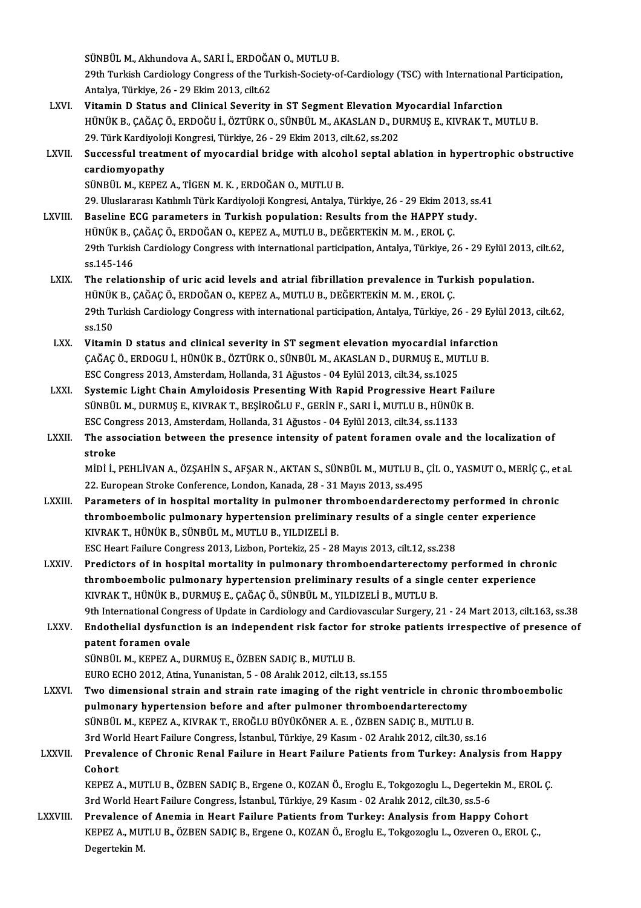SÜNBÜL M., Akhundova A., SARI İ., ERDOĞAN O., MUTLU B.
29th Turkish Cardiology Congress of the Turkish-Society-of-Cardiology (TSC) with International Participation, Antalya, Türkiye, 26 - 29 Ekim 2013, cilt.62

LXVI. **Vitamin D Status and Clinical Severity in ST Segment Elevation Myocardial Infarction**
HÜNÜK B., ÇAĞAÇ Ö., ERDOĞU İ., ÖZTÜRK O., SÜNBÜL M., AKASLAN D., DURMUŞ E., KIVRAK T., MUTLU B.
29. Türk Kardiyoloji Kongresi, Türkiye, 26 - 29 Ekim 2013, cilt.62, ss.202

LXVII. **Successful treatment of myocardial bridge with alcohol septal ablation in hypertrophic obstructive cardiomyopathy**
SÜNBÜL M., KEPEZ A., TİGEN M. K. , ERDOĞAN O., MUTLU B.
29. Uluslararası Katılımlı Türk Kardiyoloji Kongresi, Antalya, Türkiye, 26 - 29 Ekim 2013, ss.41

LXVIII. **Baseline ECG parameters in Turkish population: Results from the HAPPY study.**
HÜNÜK B., ÇAĞAÇ Ö., ERDOĞAN O., KEPEZ A., MUTLU B., DEĞERTEKİN M. M. , EROL Ç.
29th Turkish Cardiology Congress with international participation, Antalya, Türkiye, 26 - 29 Eylül 2013, cilt.62, ss.145-146

LXIX. **The relationship of uric acid levels and atrial fibrillation prevalence in Turkish population.**
HÜNÜK B., ÇAĞAÇ Ö., ERDOĞAN O., KEPEZ A., MUTLU B., DEĞERTEKİN M. M. , EROL Ç.
29th Turkish Cardiology Congress with international participation, Antalya, Türkiye, 26 - 29 Eylül 2013, cilt.62, ss.150

LXX. **Vitamin D status and clinical severity in ST segment elevation myocardial infarction**
ÇAĞAÇ Ö., ERDOGU İ., HÜNÜK B., ÖZTÜRK O., SÜNBÜL M., AKASLAN D., DURMUŞ E., MUTLU B.
ESC Congress 2013, Amsterdam, Hollanda, 31 Ağustos - 04 Eylül 2013, cilt.34, ss.1025

LXXI. **Systemic Light Chain Amyloidosis Presenting With Rapid Progressive Heart Failure**
SÜNBÜL M., DURMUŞ E., KIVRAK T., BEŞİROĞLU F., GERİN F., SARI İ., MUTLU B., HÜNÜK B.
ESC Congress 2013, Amsterdam, Hollanda, 31 Ağustos - 04 Eylül 2013, cilt.34, ss.1133

LXXII. **The association between the presence intensity of patent foramen ovale and the localization of stroke**
MİDİ İ., PEHLİVAN A., ÖZŞAHİN S., AFŞAR N., AKTAN S., SÜNBÜL M., MUTLU B., ÇİL O., YASMUT O., MERİÇ Ç., et al.
22. European Stroke Conference, London, Kanada, 28 - 31 Mayıs 2013, ss.495

LXXIII. **Parameters of in hospital mortality in pulmoner thromboendarderectomy performed in chronic thromboembolic pulmonary hypertension preliminary results of a single center experience**
KIVRAK T., HÜNÜK B., SÜNBÜL M., MUTLU B., YILDIZELİ B.
ESC Heart Failure Congress 2013, Lizbon, Portekiz, 25 - 28 Mayıs 2013, cilt.12, ss.238

LXXIV. **Predictors of in hospital mortality in pulmonary thromboendarterectomy performed in chronic thromboembolic pulmonary hypertension preliminary results of a single center experience**
KIVRAK T., HÜNÜK B., DURMUŞ E., ÇAĞAÇ Ö., SÜNBÜL M., YILDIZELİ B., MUTLU B.
9th International Congress of Update in Cardiology and Cardiovascular Surgery, 21 - 24 Mart 2013, cilt.163, ss.38

LXXV. **Endothelial dysfunction is an independent risk factor for stroke patients irrespective of presence of patent foramen ovale**
SÜNBÜL M., KEPEZ A., DURMUŞ E., ÖZBEN SADIÇ B., MUTLU B.
EURO ECHO 2012, Atina, Yunanistan, 5 - 08 Aralık 2012, cilt.13, ss.155

LXXVI. **Two dimensional strain and strain rate imaging of the right ventricle in chronic thromboembolic pulmonary hypertension before and after pulmoner thromboendarterectomy**
SÜNBÜL M., KEPEZ A., KIVRAK T., EROĞLU BÜYÜKÖNER A. E. , ÖZBEN SADIÇ B., MUTLU B.
3rd World Heart Failure Congress, İstanbul, Türkiye, 29 Kasım - 02 Aralık 2012, cilt.30, ss.16

LXXVII. **Prevalence of Chronic Renal Failure in Heart Failure Patients from Turkey: Analysis from Happy Cohort**
KEPEZ A., MUTLU B., ÖZBEN SADIÇ B., Ergene O., KOZAN Ö., Eroglu E., Tokgozoglu L., Degertekin M., EROL Ç.
3rd World Heart Failure Congress, İstanbul, Türkiye, 29 Kasım - 02 Aralık 2012, cilt.30, ss.5-6

LXXVIII. **Prevalence of Anemia in Heart Failure Patients from Turkey: Analysis from Happy Cohort**
KEPEZ A., MUTLU B., ÖZBEN SADIÇ B., Ergene O., KOZAN Ö., Eroglu E., Tokgozoglu L., Ozveren O., EROL Ç., Degertekin M.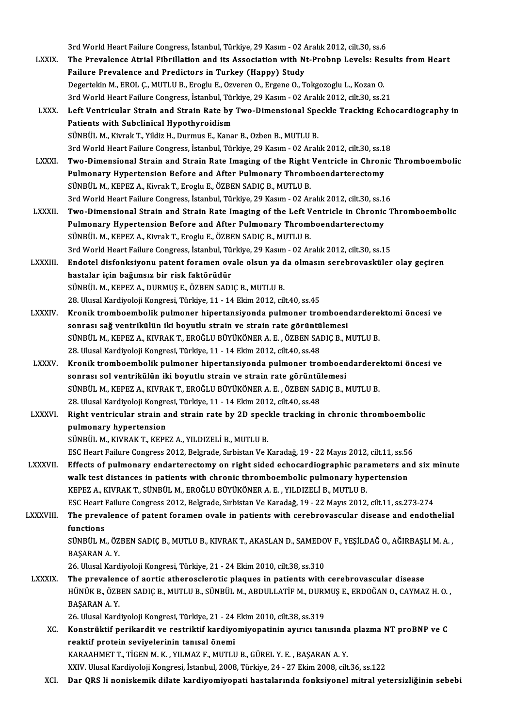3rd World Heart Failure Congress, İstanbul, Türkiye, 29 Kasım - 02 Aralık 2012, cilt.30, ss.6

LXXIX. **The Prevalence Atrial Fibrillation and its Association with Nt-Probnp Levels: Results from Heart Failure Prevalence and Predictors in Turkey (Happy) Study**
Degertekin M., EROL Ç., MUTLU B., Eroglu E., Ozveren O., Ergene O., Tokgozoglu L., Kozan O.
3rd World Heart Failure Congress, İstanbul, Türkiye, 29 Kasım - 02 Aralık 2012, cilt.30, ss.21

LXXX. **Left Ventricular Strain and Strain Rate by Two-Dimensional Speckle Tracking Echocardiography in Patients with Subclinical Hypothyroidism**
SÜNBÜL M., Kivrak T., Yildiz H., Durmus E., Kanar B., Ozben B., MUTLU B.
3rd World Heart Failure Congress, İstanbul, Türkiye, 29 Kasım - 02 Aralık 2012, cilt.30, ss.18

LXXXI. **Two-Dimensional Strain and Strain Rate Imaging of the Right Ventricle in Chronic Thromboembolic Pulmonary Hypertension Before and After Pulmonary Thromboendarterectomy**
SÜNBÜL M., KEPEZ A., Kivrak T., Eroglu E., ÖZBEN SADIÇ B., MUTLU B.
3rd World Heart Failure Congress, İstanbul, Türkiye, 29 Kasım - 02 Aralık 2012, cilt.30, ss.16

LXXXII. **Two-Dimensional Strain and Strain Rate Imaging of the Left Ventricle in Chronic Thromboembolic Pulmonary Hypertension Before and After Pulmonary Thromboendarterectomy**
SÜNBÜL M., KEPEZ A., Kivrak T., Eroglu E., ÖZBEN SADIÇ B., MUTLU B.
3rd World Heart Failure Congress, İstanbul, Türkiye, 29 Kasım - 02 Aralık 2012, cilt.30, ss.15

LXXXIII. **Endotel disfonksiyonu patent foramen ovale olsun ya da olmasın serebrovasküler olay geçiren hastalar için bağımsız bir risk faktörüdür**
SÜNBÜL M., KEPEZ A., DURMUŞ E., ÖZBEN SADIÇ B., MUTLU B.
28. Ulusal Kardiyoloji Kongresi, Türkiye, 11 - 14 Ekim 2012, cilt.40, ss.45

LXXXIV. **Kronik tromboembolik pulmoner hipertansiyonda pulmoner tromboendarderektomi öncesi ve sonrası sağ ventrikülün iki boyutlu strain ve strain rate görüntülemesi**
SÜNBÜL M., KEPEZ A., KIVRAK T., EROĞLU BÜYÜKÖNER A. E. , ÖZBEN SADIÇ B., MUTLU B.
28. Ulusal Kardiyoloji Kongresi, Türkiye, 11 - 14 Ekim 2012, cilt.40, ss.48

LXXXV. **Kronik tromboembolik pulmoner hipertansiyonda pulmoner tromboendarderektomi öncesi ve sonrası sol ventrikülün iki boyutlu strain ve strain rate görüntülemesi**
SÜNBÜL M., KEPEZ A., KIVRAK T., EROĞLU BÜYÜKÖNER A. E. , ÖZBEN SADIÇ B., MUTLU B.
28. Ulusal Kardiyoloji Kongresi, Türkiye, 11 - 14 Ekim 2012, cilt.40, ss.48

LXXXVI. **Right ventricular strain and strain rate by 2D speckle tracking in chronic thromboembolic pulmonary hypertension**
SÜNBÜL M., KIVRAK T., KEPEZ A., YILDIZELİ B., MUTLU B.
ESC Heart Failure Congress 2012, Belgrade, Sırbistan Ve Karadağ, 19 - 22 Mayıs 2012, cilt.11, ss.56

LXXXVII. **Effects of pulmonary endarterectomy on right sided echocardiographic parameters and six minute walk test distances in patients with chronic thromboembolic pulmonary hypertension**
KEPEZ A., KIVRAK T., SÜNBÜL M., EROĞLU BÜYÜKÖNER A. E. , YILDIZELİ B., MUTLU B.
ESC Heart Failure Congress 2012, Belgrade, Sırbistan Ve Karadağ, 19 - 22 Mayıs 2012, cilt.11, ss.273-274

LXXXVIII. **The prevalence of patent foramen ovale in patients with cerebrovascular disease and endothelial functions**
SÜNBÜL M., ÖZBEN SADIÇ B., MUTLU B., KIVRAK T., AKASLAN D., SAMEDOV F., YEŞİLDAĞ O., AĞIRBAŞLI M. A. , BAŞARAN A. Y.
26. Ulusal Kardiyoloji Kongresi, Türkiye, 21 - 24 Ekim 2010, cilt.38, ss.310

LXXXIX. **The prevalence of aortic atherosclerotic plaques in patients with cerebrovascular disease**
HÜNÜK B., ÖZBEN SADIÇ B., MUTLU B., SÜNBÜL M., ABDULLATİF M., DURMUŞ E., ERDOĞAN O., CAYMAZ H. O. , BAŞARAN A. Y.
26. Ulusal Kardiyoloji Kongresi, Türkiye, 21 - 24 Ekim 2010, cilt.38, ss.319

XC. **Konstrüktif perikardit ve restriktif kardiyomiyopatinin ayırıcı tanısında plazma NT proBNP ve C reaktif protein seviyelerinin tanısal önemi**
KARAAHMET T., TİGEN M. K. , YILMAZ F., MUTLU B., GÜREL Y. E. , BAŞARAN A. Y.
XXIV. Ulusal Kardiyoloji Kongresi, İstanbul, 2008, Türkiye, 24 - 27 Ekim 2008, cilt.36, ss.122

XCI. **Dar QRS li noniskemik dilate kardiyomiyopati hastalarında fonksiyonel mitral yetersizliğinin sebebi**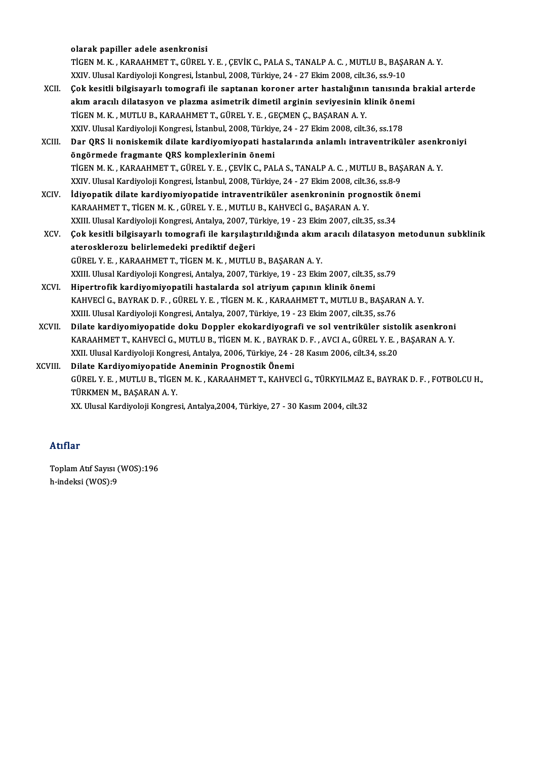olarak papiller adele asenkronisi
TİGEN M. K. , KARAAHMET T., GÜREL Y. E. , ÇEVİK C., PALA S., TANALP A. C. , MUTLU B., BAŞARAN A. Y.
XXIV. Ulusal Kardiyoloji Kongresi, İstanbul, 2008, Türkiye, 24 - 27 Ekim 2008, cilt.36, ss.9-10

XCII. **Çok kesitli bilgisayarlı tomografi ile saptanan koroner arter hastalığının tanısında brakial arterde akım aracılı dilatasyon ve plazma asimetrik dimetil arginin seviyesinin klinik önemi**
TİGEN M. K. , MUTLU B., KARAAHMET T., GÜREL Y. E. , GEÇMEN Ç., BAŞARAN A. Y.
XXIV. Ulusal Kardiyoloji Kongresi, İstanbul, 2008, Türkiye, 24 - 27 Ekim 2008, cilt.36, ss.178

XCIII. **Dar QRS li noniskemik dilate kardiyomiyopati hastalarında anlamlı intraventriküler asenkroniyi öngörmede fragmante QRS komplexlerinin önemi**
TİGEN M. K. , KARAAHMET T., GÜREL Y. E. , ÇEVİK C., PALA S., TANALP A. C. , MUTLU B., BAŞARAN A. Y.
XXIV. Ulusal Kardiyoloji Kongresi, İstanbul, 2008, Türkiye, 24 - 27 Ekim 2008, cilt.36, ss.8-9

XCIV. **İdiyopatik dilate kardiyomiyopatide intraventriküler asenkroninin prognostik önemi**
KARAAHMET T., TİGEN M. K. , GÜREL Y. E. , MUTLU B., KAHVECİ G., BAŞARAN A. Y.
XXIII. Ulusal Kardiyoloji Kongresi, Antalya, 2007, Türkiye, 19 - 23 Ekim 2007, cilt.35, ss.34

XCV. **Çok kesitli bilgisayarlı tomografi ile karşılaştırıldığında akım aracılı dilatasyon metodunun subklinik aterosklerozu belirlemedeki prediktif değeri**
GÜREL Y. E. , KARAAHMET T., TİGEN M. K. , MUTLU B., BAŞARAN A. Y.
XXIII. Ulusal Kardiyoloji Kongresi, Antalya, 2007, Türkiye, 19 - 23 Ekim 2007, cilt.35, ss.79

XCVI. **Hipertrofik kardiyomiyopatili hastalarda sol atriyum çapının klinik önemi**
KAHVECİ G., BAYRAK D. F. , GÜREL Y. E. , TİGEN M. K. , KARAAHMET T., MUTLU B., BAŞARAN A. Y.
XXIII. Ulusal Kardiyoloji Kongresi, Antalya, 2007, Türkiye, 19 - 23 Ekim 2007, cilt.35, ss.76

XCVII. **Dilate kardiyomiyopatide doku Doppler ekokardiyografi ve sol ventriküler sistolik asenkroni**
KARAAHMET T., KAHVECİ G., MUTLU B., TİGEN M. K. , BAYRAK D. F. , AVCI A., GÜREL Y. E. , BAŞARAN A. Y.
XXII. Ulusal Kardiyoloji Kongresi, Antalya, 2006, Türkiye, 24 - 28 Kasım 2006, cilt.34, ss.20

XCVIII. **Dilate Kardiyomiyopatide Aneminin Prognostik Önemi**
GÜREL Y. E. , MUTLU B., TİGEN M. K. , KARAAHMET T., KAHVECİ G., TÜRKYILMAZ E., BAYRAK D. F. , FOTBOLCU H., TÜRKMEN M., BAŞARAN A. Y.
XX. Ulusal Kardiyoloji Kongresi, Antalya,2004, Türkiye, 27 - 30 Kasım 2004, cilt.32

## Atıflar

Toplam Atıf Sayısı (WOS):196
h-indeksi (WOS):9